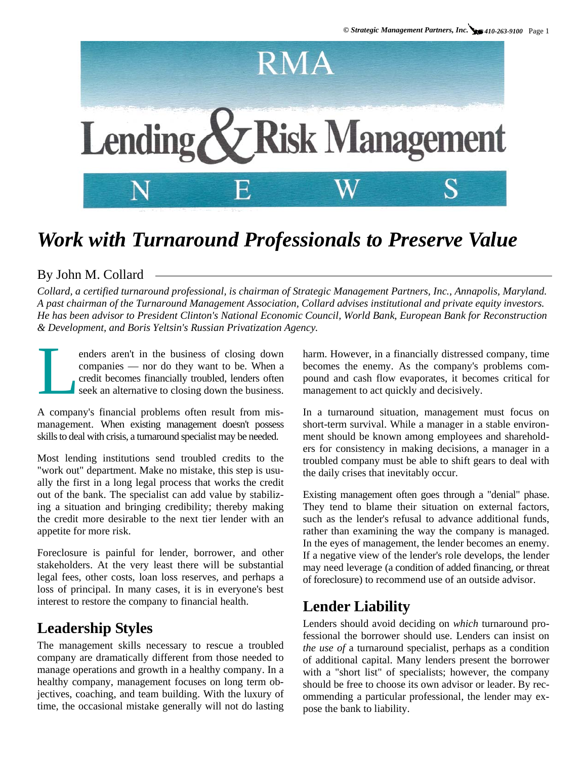# Work with Turnaround Professionals to Preserve Value

By John M. Collard

*Collard, a certified turnaround professional, is chairman of Strategic Management Partners, Inc., Annapolis, Maryland. A past chairman of the Turnaround Management Association, Collard advises institutional and private equity investors. He has been advisor to President Clinton's National Economic Council, World Bank, European Bank for Reconstruction & Development, and Boris Yeltsin's Russian Privatization Agency.*

Lenders aren't in the business of closing down companies — nor do they want to be. When a credit becomes financially troubled, lenders often seek an alternative to closing down the business.

A company's financial problems often result from mismanagement. When existing management doesn't possess skills to deal with crisis, a turnaround specialist may be needed.

Most lending institutions send troubled credits to the "work out" department. Make no mistake, this step is usually the first in a long legal process that works the credit out of the bank. The specialist can add value by stabilizing a situation and bringing credibility; thereby making the credit more desirable to the next tier lender with an appetite for more risk.

Foreclosure is painful for lender, borrower, and other stakeholders. At the very least there will be substantial legal fees, other costs, loan loss reserves, and perhaps a loss of principal. In many cases, it is in everyone's best interest to restore the company to financial health.

## Leadership Styles

The management skills necessary to rescue a troubled company are dramatically different from those needed to manage operations and growth in a healthy company. In a healthy company, management focuses on long term objectives, coaching, and team building. With the luxury of time, the occasional mistake generally will not do lasting harm. However, in a financially distressed company, time becomes the enemy. As the company's problems compound and cash flow evaporates, it becomes critical for management to act quickly and decisively.

In a turnaround situation, management must focus on short-term survival. While a manager in a stable environment should be known among employees and shareholders for consistency in making decisions, a manager in a troubled company must be able to shift gears to deal with the daily crises that inevitably occur.

Existing management often goes through a "denial" phase. They tend to blame their situation on external factors, such as the lender's refusal to advance additional funds, rather than examining the way the company is managed. In the eyes of management, the lender becomes an enemy. If a negative view of the lender's role develops, the lender may need leverage (a condition of added financing, or threat of foreclosure) to recommend use of an outside advisor.

## Lender Liability

Lenders should avoid deciding on *which* turnaround professional the borrower should use. Lenders can insist on *the use of* a turnaround specialist, perhaps as a condition of additional capital. Many lenders present the borrower with a "short list" of specialists; however, the company should be free to choose its own advisor or leader. By recommending a particular professional, the lender may expose the bank to liability.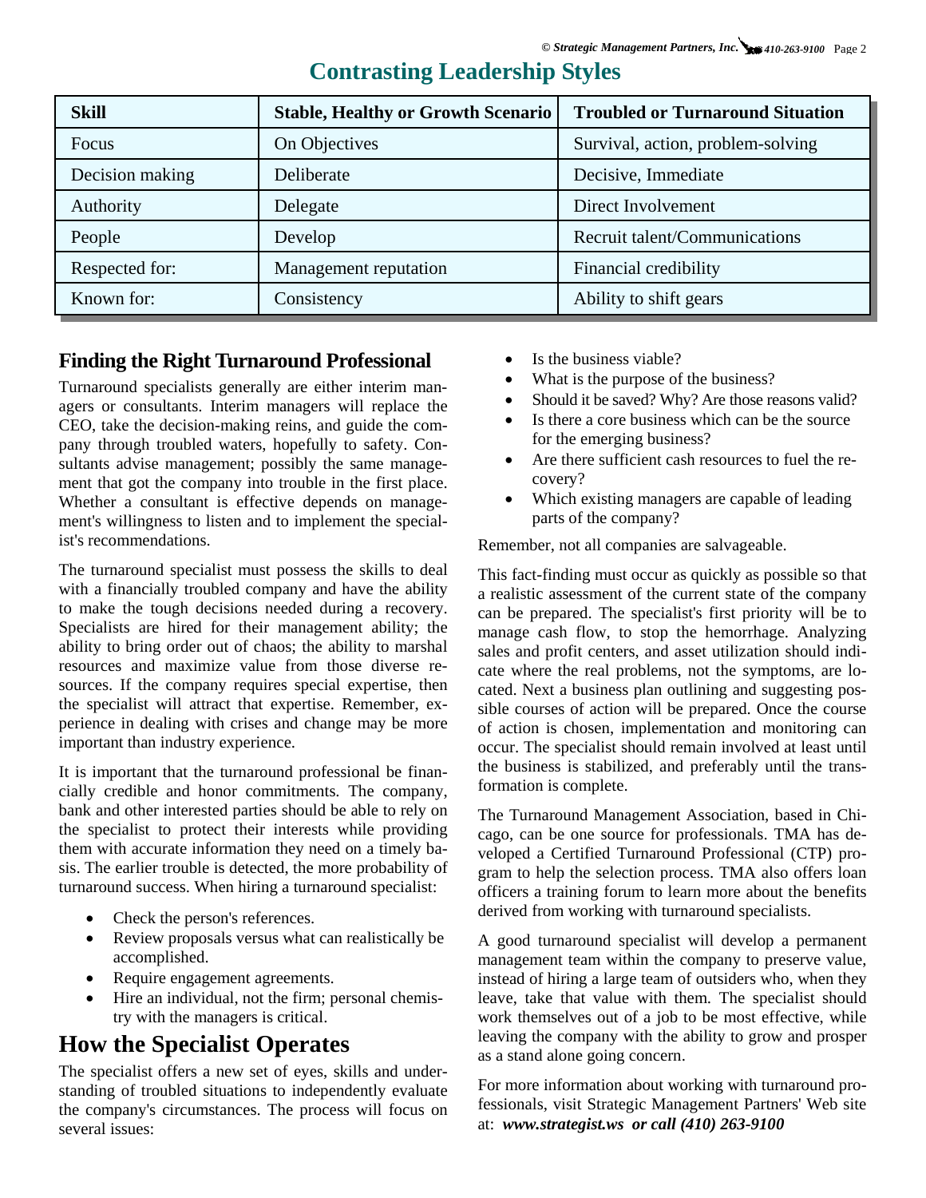## Contrasting Leadership Styles

| Skill | Stable, Healthy or Growth Scenario | Troubled or Turnaround Situation |
|---|---|---|
| Focus | On Objectives | Survival, action, problem-solving |
| Decision making | Deliberate | Decisive, Immediate |
| Authority | Delegate | Direct Involvement |
| People | Develop | Recruit talent/Communications |
| Respected for: | Management reputation | Financial credibility |
| Known for: | Consistency | Ability to shift gears |

### Finding the Right Turnaround Professional

Turnaround specialists generally are either interim managers or consultants. Interim managers will replace the CEO, take the decision-making reins, and guide the company through troubled waters, hopefully to safety. Consultants advise management; possibly the same management that got the company into trouble in the first place. Whether a consultant is effective depends on management's willingness to listen and to implement the specialist's recommendations.

The turnaround specialist must possess the skills to deal with a financially troubled company and have the ability to make the tough decisions needed during a recovery. Specialists are hired for their management ability; the ability to bring order out of chaos; the ability to marshal resources and maximize value from those diverse resources. If the company requires special expertise, then the specialist will attract that expertise. Remember, experience in dealing with crises and change may be more important than industry experience.

It is important that the turnaround professional be financially credible and honor commitments. The company, bank and other interested parties should be able to rely on the specialist to protect their interests while providing them with accurate information they need on a timely basis. The earlier trouble is detected, the more probability of turnaround success. When hiring a turnaround specialist:

- Check the person's references.
- Review proposals versus what can realistically be accomplished.
- Require engagement agreements.
- Hire an individual, not the firm; personal chemistry with the managers is critical.

## How the Specialist Operates

The specialist offers a new set of eyes, skills and understanding of troubled situations to independently evaluate the company's circumstances. The process will focus on several issues:

- Is the business viable?
- What is the purpose of the business?
- Should it be saved? Why? Are those reasons valid?
- Is there a core business which can be the source for the emerging business?
- Are there sufficient cash resources to fuel the recovery?
- Which existing managers are capable of leading parts of the company?

Remember, not all companies are salvageable.

This fact-finding must occur as quickly as possible so that a realistic assessment of the current state of the company can be prepared. The specialist's first priority will be to manage cash flow, to stop the hemorrhage. Analyzing sales and profit centers, and asset utilization should indicate where the real problems, not the symptoms, are located. Next a business plan outlining and suggesting possible courses of action will be prepared. Once the course of action is chosen, implementation and monitoring can occur. The specialist should remain involved at least until the business is stabilized, and preferably until the transformation is complete.

The Turnaround Management Association, based in Chicago, can be one source for professionals. TMA has developed a Certified Turnaround Professional (CTP) program to help the selection process. TMA also offers loan officers a training forum to learn more about the benefits derived from working with turnaround specialists.

A good turnaround specialist will develop a permanent management team within the company to preserve value, instead of hiring a large team of outsiders who, when they leave, take that value with them. The specialist should work themselves out of a job to be most effective, while leaving the company with the ability to grow and prosper as a stand alone going concern.

For more information about working with turnaround professionals, visit Strategic Management Partners' Web site at: ***www.strategist.ws or call (410) 263-9100***